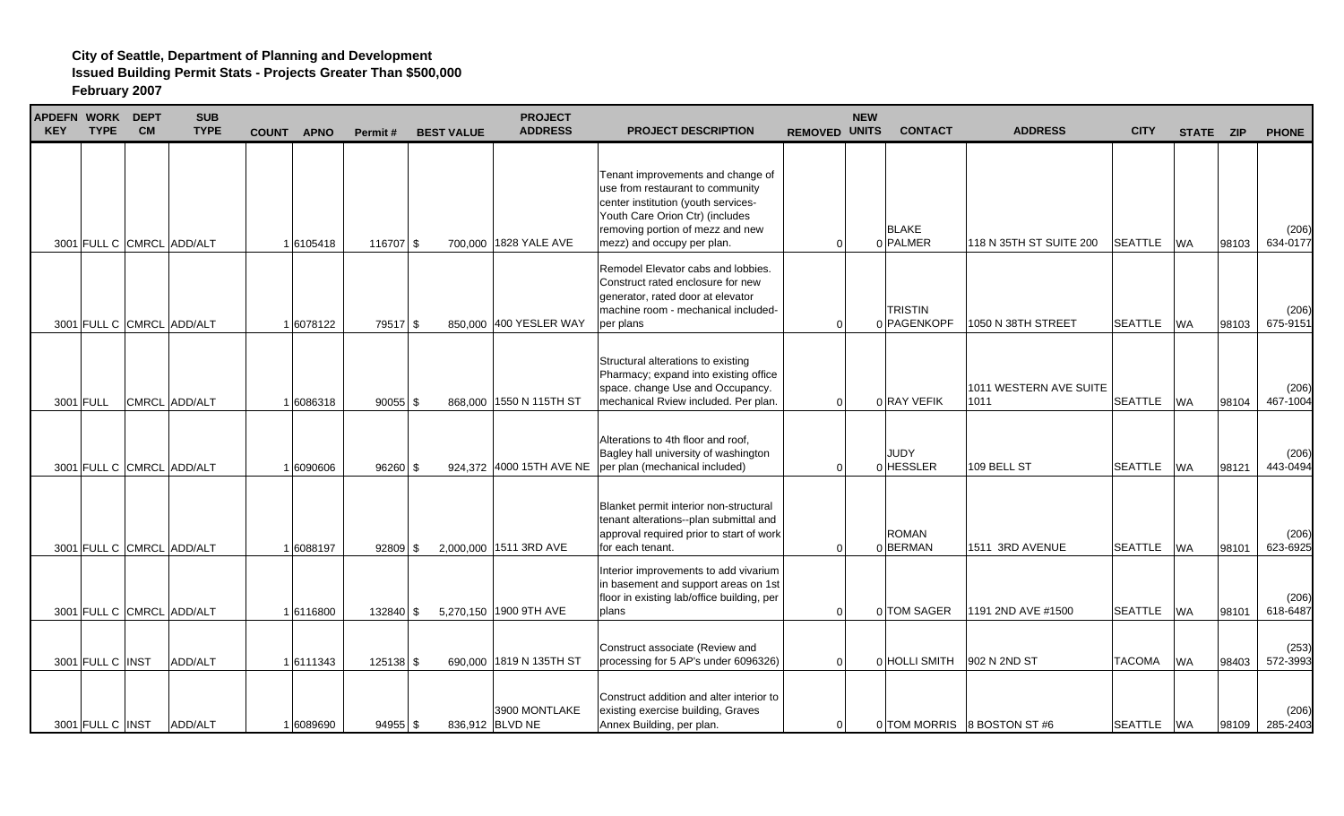**City of Seattle, Department of Planning and Development**
**Issued Building Permit Stats - Projects Greater Than $500,000**
**February 2007**

| APDEFN KEY | WORK TYPE | DEPT CM | SUB TYPE | COUNT | APNO | Permit # | BEST VALUE | PROJECT ADDRESS | PROJECT DESCRIPTION | REMOVED | NEW UNITS | CONTACT | ADDRESS | CITY | STATE | ZIP | PHONE |
|---|---|---|---|---|---|---|---|---|---|---|---|---|---|---|---|---|---|
| 3001 | FULL C | CMRCL | ADD/ALT | 1 | 6105418 | 116707 | $ 700,000 | 1828 YALE AVE | Tenant improvements and change of use from restaurant to community center institution (youth services-Youth Care Orion Ctr) (includes removing portion of mezz and new mezz) and occupy per plan. | 0 | 0 | BLAKE PALMER | 118 N 35TH ST SUITE 200 | SEATTLE | WA | 98103 | (206) 634-0177 |
| 3001 | FULL C | CMRCL | ADD/ALT | 1 | 6078122 | 79517 | $ 850,000 | 400 YESLER WAY | Remodel Elevator cabs and lobbies. Construct rated enclosure for new generator, rated door at elevator machine room - mechanical included-per plans | 0 | 0 | TRISTIN PAGENKOPF | 1050 N 38TH STREET | SEATTLE | WA | 98103 | (206) 675-9151 |
| 3001 | FULL | CMRCL | ADD/ALT | 1 | 6086318 | 90055 | $ 868,000 | 1550 N 115TH ST | Structural alterations to existing Pharmacy; expand into existing office space. change Use and Occupancy. mechanical Rview included. Per plan. | 0 | 0 | RAY VEFIK | 1011 WESTERN AVE SUITE 1011 | SEATTLE | WA | 98104 | (206) 467-1004 |
| 3001 | FULL C | CMRCL | ADD/ALT | 1 | 6090606 | 96260 | $ 924,372 | 4000 15TH AVE NE | Alterations to 4th floor and roof, Bagley hall university of washington per plan (mechanical included) | 0 | 0 | JUDY HESSLER | 109 BELL ST | SEATTLE | WA | 98121 | (206) 443-0494 |
| 3001 | FULL C | CMRCL | ADD/ALT | 1 | 6088197 | 92809 | $ 2,000,000 | 1511 3RD AVE | Blanket permit interior non-structural tenant alterations--plan submittal and approval required prior to start of work for each tenant. | 0 | 0 | ROMAN BERMAN | 1511 3RD AVENUE | SEATTLE | WA | 98101 | (206) 623-6925 |
| 3001 | FULL C | CMRCL | ADD/ALT | 1 | 6116800 | 132840 | $ 5,270,150 | 1900 9TH AVE | Interior improvements to add vivarium in basement and support areas on 1st floor in existing lab/office building, per plans | 0 | 0 | TOM SAGER | 1191 2ND AVE #1500 | SEATTLE | WA | 98101 | (206) 618-6487 |
| 3001 | FULL C | INST | ADD/ALT | 1 | 6111343 | 125138 | $ 690,000 | 1819 N 135TH ST | Construct associate (Review and processing for 5 AP's under 6096326) | 0 | 0 | HOLLI SMITH | 902 N 2ND ST | TACOMA | WA | 98403 | (253) 572-3993 |
| 3001 | FULL C | INST | ADD/ALT | 1 | 6089690 | 94955 | $ 836,912 | 3900 MONTLAKE BLVD NE | Construct addition and alter interior to existing exercise building, Graves Annex Building, per plan. | 0 | 0 | TOM MORRIS | 8 BOSTON ST #6 | SEATTLE | WA | 98109 | (206) 285-2403 |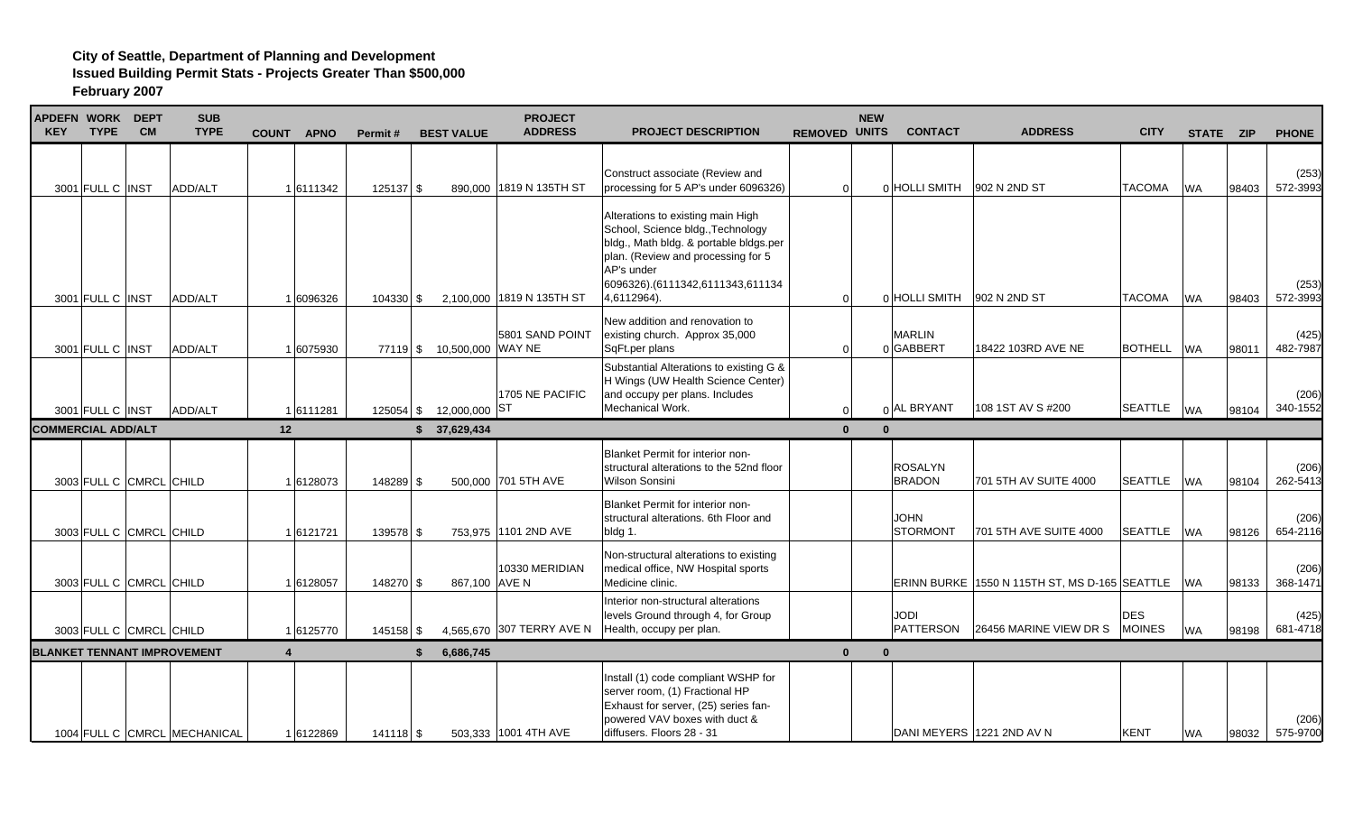**City of Seattle, Department of Planning and Development**
**Issued Building Permit Stats - Projects Greater Than $500,000**
**February 2007**

| APDEFN KEY | WORK TYPE | DEPT CM | SUB TYPE | COUNT | APNO | Permit # | BEST VALUE | PROJECT ADDRESS | PROJECT DESCRIPTION | REMOVED | NEW UNITS | CONTACT | ADDRESS | CITY | STATE | ZIP | PHONE |
|---|---|---|---|---|---|---|---|---|---|---|---|---|---|---|---|---|---|
| 3001 | FULL C | INST | ADD/ALT | 1 | 6111342 | 125137 | $ 890,000 | 1819 N 135TH ST | Construct associate (Review and processing for 5 AP's under 6096326) | 0 | 0 | HOLLI SMITH | 902 N 2ND ST | TACOMA | WA | 98403 | (253) 572-3993 |
| 3001 | FULL C | INST | ADD/ALT | 1 | 6096326 | 104330 | $ 2,100,000 | 1819 N 135TH ST | Alterations to existing main High School, Science bldg.,Technology bldg., Math bldg. & portable bldgs.per plan. (Review and processing for 5 AP's under 6096326).(6111342,6111343,611134 4,6112964). | 0 | 0 | HOLLI SMITH | 902 N 2ND ST | TACOMA | WA | 98403 | (253) 572-3993 |
| 3001 | FULL C | INST | ADD/ALT | 1 | 6075930 | 77119 | $ 10,500,000 | 5801 SAND POINT WAY NE | New addition and renovation to existing church. Approx 35,000 SqFt.per plans | 0 | 0 | MARLIN GABBERT | 18422 103RD AVE NE | BOTHELL | WA | 98011 | (425) 482-7987 |
| 3001 | FULL C | INST | ADD/ALT | 1 | 6111281 | 125054 | $ 12,000,000 | 1705 NE PACIFIC ST | Substantial Alterations to existing G & H Wings (UW Health Science Center) and occupy per plans. Includes Mechanical Work. | 0 | 0 | AL BRYANT | 108 1ST AV S #200 | SEATTLE | WA | 98104 | (206) 340-1552 |
| **COMMERCIAL ADD/ALT** | | | | **12** | | | **$ 37,629,434** | | | **0** | **0** | | | | | | |
| 3003 | FULL C | CMRCL | CHILD | 1 | 6128073 | 148289 | $ 500,000 | 701 5TH AVE | Blanket Permit for interior non-structural alterations to the 52nd floor Wilson Sonsini | | | ROSALYN BRADON | 701 5TH AV SUITE 4000 | SEATTLE | WA | 98104 | (206) 262-5413 |
| 3003 | FULL C | CMRCL | CHILD | 1 | 6121721 | 139578 | $ 753,975 | 1101 2ND AVE | Blanket Permit for interior non-structural alterations. 6th Floor and bldg 1. | | | JOHN STORMONT | 701 5TH AVE SUITE 4000 | SEATTLE | WA | 98126 | (206) 654-2116 |
| 3003 | FULL C | CMRCL | CHILD | 1 | 6128057 | 148270 | $ 867,100 | 10330 MERIDIAN AVE N | Non-structural alterations to existing medical office, NW Hospital sports Medicine clinic. | | | ERINN BURKE | 1550 N 115TH ST, MS D-165 | SEATTLE | WA | 98133 | (206) 368-1471 |
| 3003 | FULL C | CMRCL | CHILD | 1 | 6125770 | 145158 | $ 4,565,670 | 307 TERRY AVE N | Interior non-structural alterations levels Ground through 4, for Group Health, occupy per plan. | | | JODI PATTERSON | 26456 MARINE VIEW DR S | DES MOINES | WA | 98198 | (425) 681-4718 |
| **BLANKET TENNANT IMPROVEMENT** | | | | **4** | | | **$ 6,686,745** | | | **0** | **0** | | | | | | |
| 1004 | FULL C | CMRCL | MECHANICAL | 1 | 6122869 | 141118 | $ 503,333 | 1001 4TH AVE | Install (1) code compliant WSHP for server room, (1) Fractional HP Exhaust for server, (25) series fan-powered VAV boxes with duct & diffusers. Floors 28 - 31 | | | DANI MEYERS | 1221 2ND AV N | KENT | WA | 98032 | (206) 575-9700 |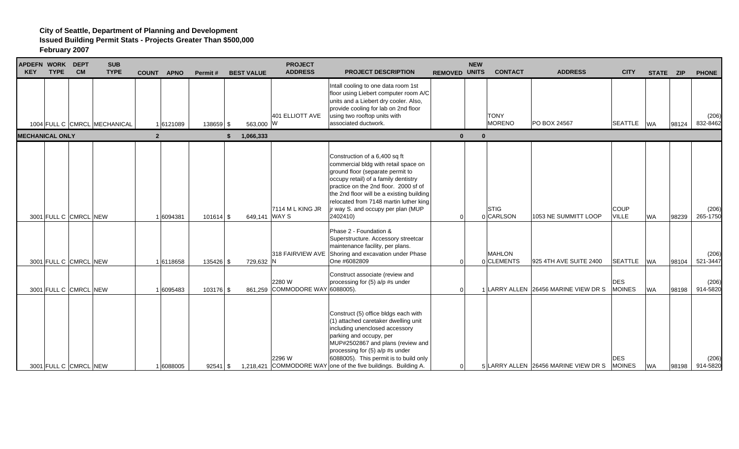**City of Seattle, Department of Planning and Development**
**Issued Building Permit Stats - Projects Greater Than $500,000**
**February 2007**

| APDEFN KEY | WORK TYPE | DEPT CM | SUB TYPE | COUNT | APNO | Permit # | BEST VALUE | PROJECT ADDRESS | PROJECT DESCRIPTION | REMOVED | NEW UNITS | CONTACT | ADDRESS | CITY | STATE | ZIP | PHONE |
|---|---|---|---|---|---|---|---|---|---|---|---|---|---|---|---|---|---|
| 1004 | FULL C | CMRCL | MECHANICAL | 1 | 6121089 | 138659 | $ 563,000 | 401 ELLIOTT AVE W | Intall cooling to one data room 1st floor using Liebert computer room A/C units and a Liebert dry cooler. Also, provide cooling for lab on 2nd floor using two rooftop units with associated ductwork. | | | TONY MORENO | PO BOX 24567 | SEATTLE | WA | 98124 | (206) 832-8462 |
| **MECHANICAL ONLY** | | | | **2** | | | **$ 1,066,333** | | | **0** | **0** | | | | | | |
| 3001 | FULL C | CMRCL | NEW | 1 | 6094381 | 101614 | $ 649,141 | 7114 M L KING JR WAY S | Construction of a 6,400 sq ft commercial bldg with retail space on ground floor (separate permit to occupy retail) of a family dentistry practice on the 2nd floor. 2000 sf of the 2nd floor will be a existing building relocated from 7148 martin luther king jr way S. and occupy per plan (MUP 2402410) | 0 | 0 | STIG CARLSON | 1053 NE SUMMITT LOOP | COUP VILLE | WA | 98239 | (206) 265-1750 |
| 3001 | FULL C | CMRCL | NEW | 1 | 6118658 | 135426 | $ 729,632 | 318 FAIRVIEW AVE N | Phase 2 - Foundation & Superstructure. Accessory streetcar maintenance facility, per plans. Shoring and excavation under Phase One #6082809 | 0 | 0 | MAHLON CLEMENTS | 925 4TH AVE SUITE 2400 | SEATTLE | WA | 98104 | (206) 521-3447 |
| 3001 | FULL C | CMRCL | NEW | 1 | 6095483 | 103176 | $ 861,259 | 2280 W COMMODORE WAY | Construct associate (review and processing for (5) a/p #s under 6088005). | 0 | 1 | LARRY ALLEN | 26456 MARINE VIEW DR S | DES MOINES | WA | 98198 | (206) 914-5820 |
| 3001 | FULL C | CMRCL | NEW | 1 | 6088005 | 92541 | $ 1,218,421 | 2296 W COMMODORE WAY | Construct (5) office bldgs each with (1) attached caretaker dwelling unit including unenclosed accessory parking and occupy, per MUP#2502867 and plans (review and processing for (5) a/p #s under 6088005). This permit is to build only one of the five buildings. Building A. | 0 | 5 | LARRY ALLEN | 26456 MARINE VIEW DR S | DES MOINES | WA | 98198 | (206) 914-5820 |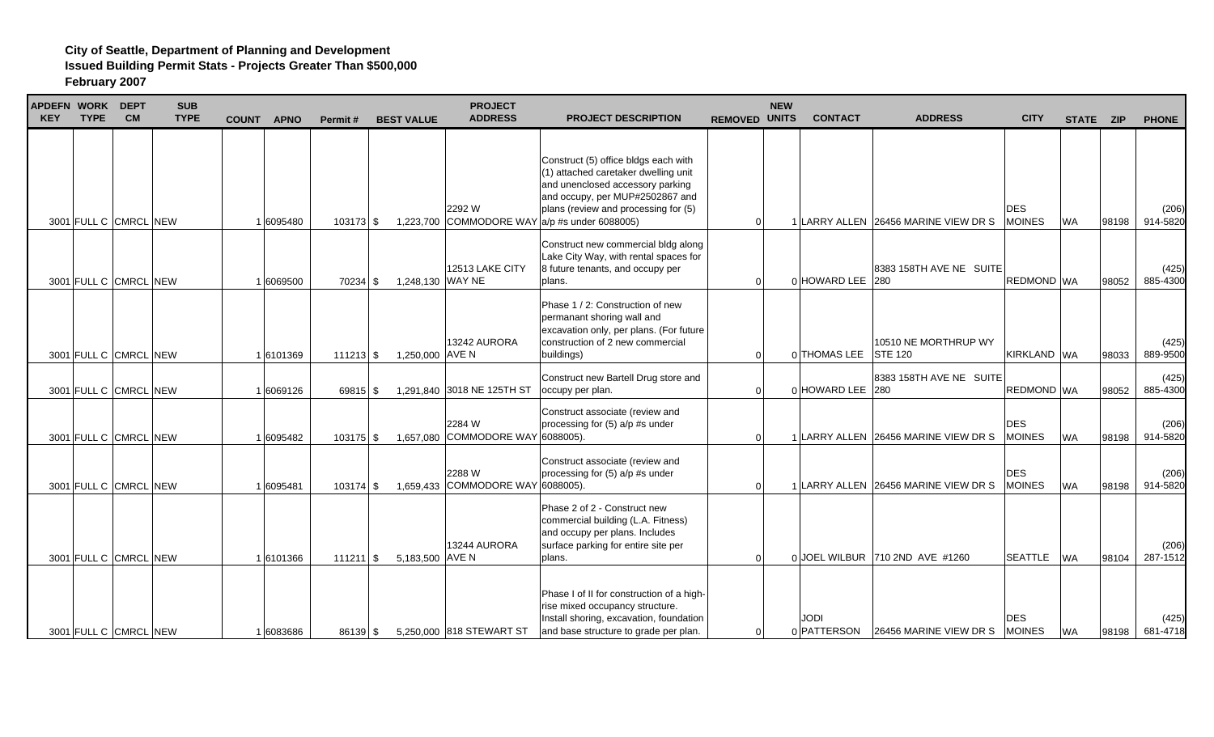**City of Seattle, Department of Planning and Development**
**Issued Building Permit Stats - Projects Greater Than $500,000**
**February 2007**

| APDEFN KEY | WORK TYPE | DEPT CM | SUB TYPE | COUNT | APNO | Permit # | BEST VALUE | PROJECT ADDRESS | PROJECT DESCRIPTION | REMOVED | NEW UNITS | CONTACT | ADDRESS | CITY | STATE | ZIP | PHONE |
|---|---|---|---|---|---|---|---|---|---|---|---|---|---|---|---|---|---|
| 3001 | FULL C | CMRCL | NEW | 1 | 6095480 | 103173 | $ 1,223,700 | 2292 W COMMODORE WAY | Construct (5) office bldgs each with (1) attached caretaker dwelling unit and unenclosed accessory parking and occupy, per MUP#2502867 and plans (review and processing for (5) a/p #s under 6088005) | 0 | 1 | LARRY ALLEN | 26456 MARINE VIEW DR S | DES MOINES | WA | 98198 | (206) 914-5820 |
| 3001 | FULL C | CMRCL | NEW | 1 | 6069500 | 70234 | $ 1,248,130 | 12513 LAKE CITY WAY NE | Construct new commercial bldg along Lake City Way, with rental spaces for 8 future tenants, and occupy per plans. | 0 | 0 | HOWARD LEE | 8383 158TH AVE NE SUITE 280 | REDMOND | WA | 98052 | (425) 885-4300 |
| 3001 | FULL C | CMRCL | NEW | 1 | 6101369 | 111213 | $ 1,250,000 | 13242 AURORA AVE N | Phase 1 / 2: Construction of new permanant shoring wall and excavation only, per plans. (For future construction of 2 new commercial buildings) | 0 | 0 | THOMAS LEE | 10510 NE MORTHRUP WY STE 120 | KIRKLAND | WA | 98033 | (425) 889-9500 |
| 3001 | FULL C | CMRCL | NEW | 1 | 6069126 | 69815 | $ 1,291,840 | 3018 NE 125TH ST | Construct new Bartell Drug store and occupy per plan. | 0 | 0 | HOWARD LEE | 8383 158TH AVE NE SUITE 280 | REDMOND | WA | 98052 | (425) 885-4300 |
| 3001 | FULL C | CMRCL | NEW | 1 | 6095482 | 103175 | $ 1,657,080 | 2284 W COMMODORE WAY | Construct associate (review and processing for (5) a/p #s under 6088005). | 0 | 1 | LARRY ALLEN | 26456 MARINE VIEW DR S | DES MOINES | WA | 98198 | (206) 914-5820 |
| 3001 | FULL C | CMRCL | NEW | 1 | 6095481 | 103174 | $ 1,659,433 | 2288 W COMMODORE WAY | Construct associate (review and processing for (5) a/p #s under 6088005). | 0 | 1 | LARRY ALLEN | 26456 MARINE VIEW DR S | DES MOINES | WA | 98198 | (206) 914-5820 |
| 3001 | FULL C | CMRCL | NEW | 1 | 6101366 | 111211 | $ 5,183,500 | 13244 AURORA AVE N | Phase 2 of 2 - Construct new commercial building (L.A. Fitness) and occupy per plans. Includes surface parking for entire site per plans. | 0 | 0 | JOEL WILBUR | 710 2ND AVE #1260 | SEATTLE | WA | 98104 | (206) 287-1512 |
| 3001 | FULL C | CMRCL | NEW | 1 | 6083686 | 86139 | $ 5,250,000 | 818 STEWART ST | Phase I of II for construction of a high-rise mixed occupancy structure. Install shoring, excavation, foundation and base structure to grade per plan. | 0 | 0 | JODI PATTERSON | 26456 MARINE VIEW DR S | DES MOINES | WA | 98198 | (425) 681-4718 |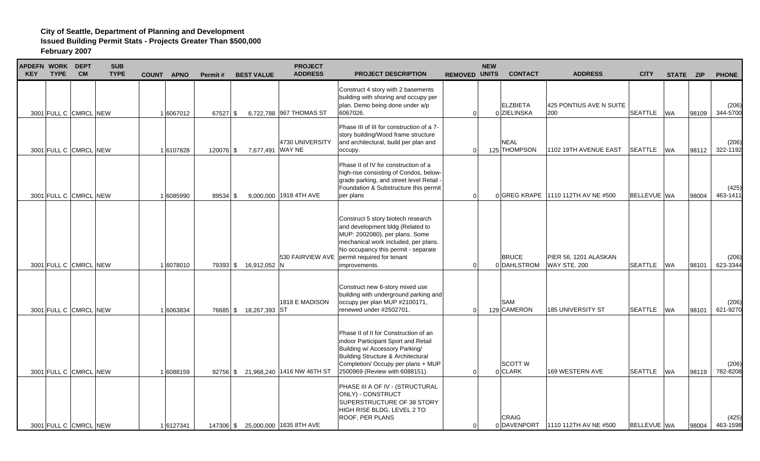**City of Seattle, Department of Planning and Development**
**Issued Building Permit Stats - Projects Greater Than $500,000**
**February 2007**

| APDEFN KEY | WORK TYPE | DEPT CM | SUB TYPE | COUNT | APNO | Permit # | BEST VALUE | PROJECT ADDRESS | PROJECT DESCRIPTION | REMOVED | NEW UNITS | CONTACT | ADDRESS | CITY | STATE | ZIP | PHONE |
|---|---|---|---|---|---|---|---|---|---|---|---|---|---|---|---|---|---|
| 3001 | FULL C | CMRCL | NEW | 1 | 6067012 | 67527 | $ 6,722,788 | 967 THOMAS ST | Construct 4 story with 2 basements building with shoring and occupy per plan. Demo being done under a/p 6067026. | 0 | 0 | ELZBIETA ZIELINSKA | 425 PONTIUS AVE N SUITE 200 | SEATTLE | WA | 98109 | (206) 344-5700 |
| 3001 | FULL C | CMRCL | NEW | 1 | 6107828 | 120076 | $ 7,677,491 | 4730 UNIVERSITY WAY NE | Phase III of III for construction of a 7-story building/Wood frame structure and architectural, build per plan and occupy. | 0 | 125 | NEAL THOMPSON | 1102 19TH AVENUE EAST | SEATTLE | WA | 98112 | (206) 322-1192 |
| 3001 | FULL C | CMRCL | NEW | 1 | 6085990 | 89534 | $ 9,000,000 | 1918 4TH AVE | Phase II of IV for construction of a high-rise consisting of Condos, below-grade parking, and street level Retail - Foundation & Substructure this permit per plans | 0 | 0 | GREG KRAPE | 1110 112TH AV NE #500 | BELLEVUE | WA | 98004 | (425) 463-1411 |
| 3001 | FULL C | CMRCL | NEW | 1 | 6078010 | 79393 | $ 16,912,052 | 530 FAIRVIEW AVE N | Construct 5 story biotech research and development bldg (Related to MUP: 2002080), per plans. Some mechanical work included, per plans. No occupancy this permit - separate permit required for tenant improvements. | 0 | 0 | BRUCE DAHLSTROM | PIER 56, 1201 ALASKAN WAY STE. 200 | SEATTLE | WA | 98101 | (206) 623-3344 |
| 3001 | FULL C | CMRCL | NEW | 1 | 6063834 | 76685 | $ 18,267,393 | 1818 E MADISON ST | Construct new 6-story mixed use building with underground parking and occupy per plan MUP #2100171, renewed under #2502701. | 0 | 129 | SAM CAMERON | 185 UNIVERSITY ST | SEATTLE | WA | 98101 | (206) 621-9270 |
| 3001 | FULL C | CMRCL | NEW | 1 | 6088159 | 92756 | $ 21,968,240 | 1416 NW 46TH ST | Phase II of II for Construction of an indoor Participant Sport and Retail Building w/ Accessory Parking/ Building Structure & Architectural Completion/ Occupy per plans + MUP 2500969 (Review with 6088151). | 0 | 0 | SCOTT W CLARK | 169 WESTERN AVE | SEATTLE | WA | 98119 | (206) 782-8208 |
| 3001 | FULL C | CMRCL | NEW | 1 | 6127341 | 147306 | $ 25,000,000 | 1635 8TH AVE | PHASE III A OF IV - (STRUCTURAL ONLY) - CONSTRUCT SUPERSTRUCTURE OF 38 STORY HIGH RISE BLDG, LEVEL 2 TO ROOF, PER PLANS | 0 | 0 | CRAIG DAVENPORT | 1110 112TH AV NE #500 | BELLEVUE | WA | 98004 | (425) 463-1598 |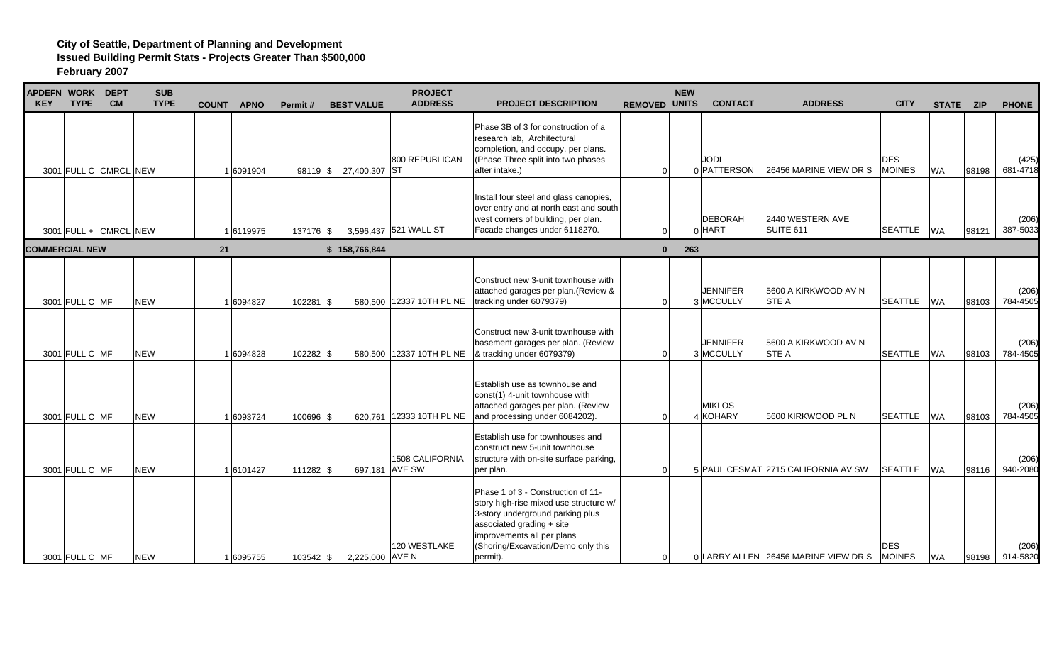**City of Seattle, Department of Planning and Development**
**Issued Building Permit Stats - Projects Greater Than $500,000**
**February 2007**

| APDEFN KEY | WORK TYPE | DEPT CM | SUB TYPE | COUNT | APNO | Permit # | BEST VALUE | PROJECT ADDRESS | PROJECT DESCRIPTION | REMOVED | NEW UNITS | CONTACT | ADDRESS | CITY | STATE | ZIP | PHONE |
|---|---|---|---|---|---|---|---|---|---|---|---|---|---|---|---|---|---|
| 3001 | FULL C | CMRCL | NEW | 1 | 6091904 | 98119 | $ 27,400,307 | 800 REPUBLICAN ST | Phase 3B of 3 for construction of a research lab, Architectural completion, and occupy, per plans. (Phase Three split into two phases after intake.) | 0 | 0 | JODI PATTERSON | 26456 MARINE VIEW DR S | DES MOINES | WA | 98198 | (425) 681-4718 |
| 3001 | FULL + | CMRCL | NEW | 1 | 6119975 | 137176 | $ 3,596,437 | 521 WALL ST | Install four steel and glass canopies, over entry and at north east and south west corners of building, per plan. Facade changes under 6118270. | 0 | 0 | DEBORAH HART | 2440 WESTERN AVE SUITE 611 | SEATTLE | WA | 98121 | (206) 387-5033 |
| **COMMERCIAL NEW** | | | | **21** | | | **$ 158,766,844** | | | **0** | **263** | | | | | | |
| 3001 | FULL C | MF | NEW | 1 | 6094827 | 102281 | $ 580,500 | 12337 10TH PL NE | Construct new 3-unit townhouse with attached garages per plan.(Review & tracking under 6079379) | 0 | 3 | JENNIFER MCCULLY | 5600 A KIRKWOOD AV N STE A | SEATTLE | WA | 98103 | (206) 784-4505 |
| 3001 | FULL C | MF | NEW | 1 | 6094828 | 102282 | $ 580,500 | 12337 10TH PL NE | Construct new 3-unit townhouse with basement garages per plan. (Review & tracking under 6079379) | 0 | 3 | JENNIFER MCCULLY | 5600 A KIRKWOOD AV N STE A | SEATTLE | WA | 98103 | (206) 784-4505 |
| 3001 | FULL C | MF | NEW | 1 | 6093724 | 100696 | $ 620,761 | 12333 10TH PL NE | Establish use as townhouse and const(1) 4-unit townhouse with attached garages per plan. (Review and processing under 6084202). | 0 | 4 | MIKLOS KOHARY | 5600 KIRKWOOD PL N | SEATTLE | WA | 98103 | (206) 784-4505 |
| 3001 | FULL C | MF | NEW | 1 | 6101427 | 111282 | $ 697,181 | 1508 CALIFORNIA AVE SW | Establish use for townhouses and construct new 5-unit townhouse structure with on-site surface parking, per plan. | 0 | 5 | PAUL CESMAT | 2715 CALIFORNIA AV SW | SEATTLE | WA | 98116 | (206) 940-2080 |
| 3001 | FULL C | MF | NEW | 1 | 6095755 | 103542 | $ 2,225,000 | 120 WESTLAKE AVE N | Phase 1 of 3 - Construction of 11-story high-rise mixed use structure w/ 3-story underground parking plus associated grading + site improvements all per plans (Shoring/Excavation/Demo only this permit). | 0 | 0 | LARRY ALLEN | 26456 MARINE VIEW DR S | DES MOINES | WA | 98198 | (206) 914-5820 |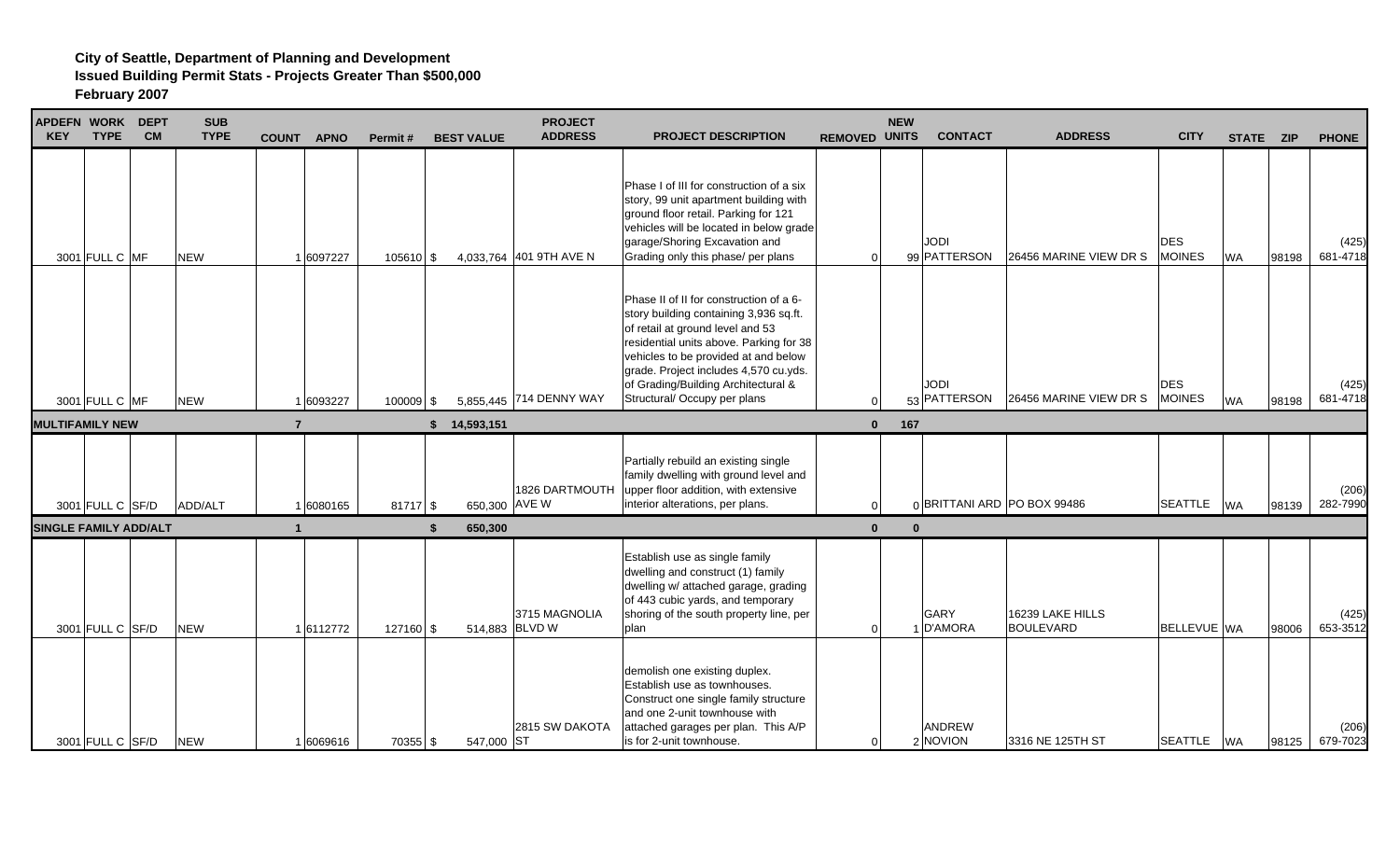**City of Seattle, Department of Planning and Development**
**Issued Building Permit Stats - Projects Greater Than $500,000**
**February 2007**

| APDEFN KEY | WORK TYPE | DEPT CM | SUB TYPE | COUNT | APNO | Permit # | BEST VALUE | PROJECT ADDRESS | PROJECT DESCRIPTION | REMOVED | NEW UNITS | CONTACT | ADDRESS | CITY | STATE | ZIP | PHONE |
|---|---|---|---|---|---|---|---|---|---|---|---|---|---|---|---|---|---|
| 3001 | FULL C | MF | NEW | 1 | 6097227 | 105610 | $ 4,033,764 | 401 9TH AVE N | Phase I of III for construction of a six story, 99 unit apartment building with ground floor retail. Parking for 121 vehicles will be located in below grade garage/Shoring Excavation and Grading only this phase/ per plans | 0 | 99 | JODI PATTERSON | 26456 MARINE VIEW DR S | DES MOINES | WA | 98198 | (425) 681-4718 |
| 3001 | FULL C | MF | NEW | 1 | 6093227 | 100009 | $ 5,855,445 | 714 DENNY WAY | Phase II of II for construction of a 6-story building containing 3,936 sq.ft. of retail at ground level and 53 residential units above. Parking for 38 vehicles to be provided at and below grade. Project includes 4,570 cu.yds. of Grading/Building Architectural & Structural/ Occupy per plans | 0 | 53 | JODI PATTERSON | 26456 MARINE VIEW DR S | DES MOINES | WA | 98198 | (425) 681-4718 |
| **MULTIFAMILY NEW** | | | | **7** | | | **$ 14,593,151** | | | **0** | **167** | | | | | | |
| 3001 | FULL C | SF/D | ADD/ALT | 1 | 6080165 | 81717 | $ 650,300 | 1826 DARTMOUTH AVE W | Partially rebuild an existing single family dwelling with ground level and upper floor addition, with extensive interior alterations, per plans. | 0 | 0 | BRITTANI ARD | PO BOX 99486 | SEATTLE | WA | 98139 | (206) 282-7990 |
| **SINGLE FAMILY ADD/ALT** | | | | **1** | | | **$ 650,300** | | | **0** | **0** | | | | | | |
| 3001 | FULL C | SF/D | NEW | 1 | 6112772 | 127160 | $ 514,883 | 3715 MAGNOLIA BLVD W | Establish use as single family dwelling and construct (1) family dwelling w/ attached garage, grading of 443 cubic yards, and temporary shoring of the south property line, per plan | 0 | 1 | GARY D'AMORA | 16239 LAKE HILLS BOULEVARD | BELLEVUE | WA | 98006 | (425) 653-3512 |
| 3001 | FULL C | SF/D | NEW | 1 | 6069616 | 70355 | $ 547,000 | 2815 SW DAKOTA ST | demolish one existing duplex. Establish use as townhouses. Construct one single family structure and one 2-unit townhouse with attached garages per plan. This A/P is for 2-unit townhouse. | 0 | 2 | ANDREW NOVION | 3316 NE 125TH ST | SEATTLE | WA | 98125 | (206) 679-7023 |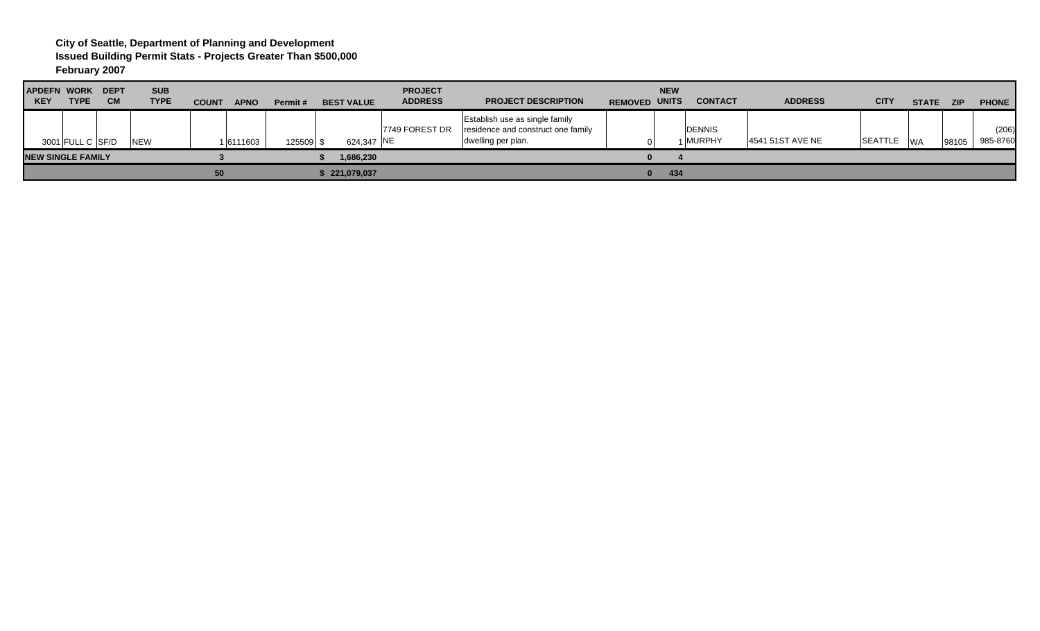**City of Seattle, Department of Planning and Development**
**Issued Building Permit Stats - Projects Greater Than $500,000**
**February 2007**

| APDEFN KEY | WORK TYPE | DEPT CM | SUB TYPE | COUNT | APNO | Permit # | BEST VALUE | PROJECT ADDRESS | PROJECT DESCRIPTION | REMOVED | NEW UNITS | CONTACT | ADDRESS | CITY | STATE | ZIP | PHONE |
|---|---|---|---|---|---|---|---|---|---|---|---|---|---|---|---|---|---|
| 3001 | FULL C | SF/D | NEW | 1 | 6111603 | 125509 | $ 624,347 | 7749 FOREST DR NE | Establish use as single family residence and construct one family dwelling per plan. | 0 | 1 | DENNIS MURPHY | 4541 51ST AVE NE | SEATTLE | WA | 98105 | (206) 985-8760 |
| **NEW SINGLE FAMILY** | | | | **3** | | | **$ 1,686,230** | | | **0** | **4** | | | | | | |
| | | | | **50** | | | **$ 221,079,037** | | | **0** | **434** | | | | | | |